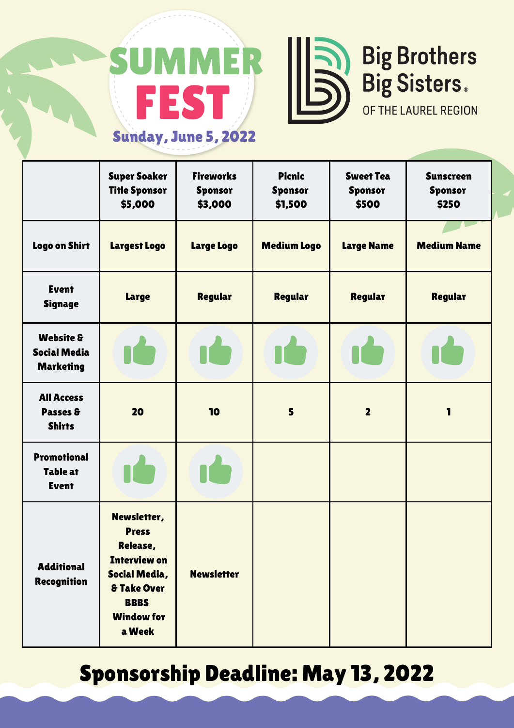# SUMMER FEST

**Sunday, June 5, 2022**

Big Brothers Big Sisters® OF THE LAUREL REGION

| | Super Soaker Title Sponsor $5,000 | Fireworks Sponsor $3,000 | Picnic Sponsor $1,500 | Sweet Tea Sponsor $500 | Sunscreen Sponsor $250 |
|---|---|---|---|---|---|
| Logo on Shirt | Largest Logo | Large Logo | Medium Logo | Large Name | Medium Name |
| Event Signage | Large | Regular | Regular | Regular | Regular |
| Website & Social Media Marketing | ✓ | ✓ | ✓ | ✓ | ✓ |
| All Access Passes & Shirts | 20 | 10 | 5 | 2 | 1 |
| Promotional Table at Event | ✓ | ✓ | | | |
| Additional Recognition | Newsletter, Press Release, Interview on Social Media, & Take Over BBBS Window for a Week | Newsletter | | | |

## Sponsorship Deadline: May 13, 2022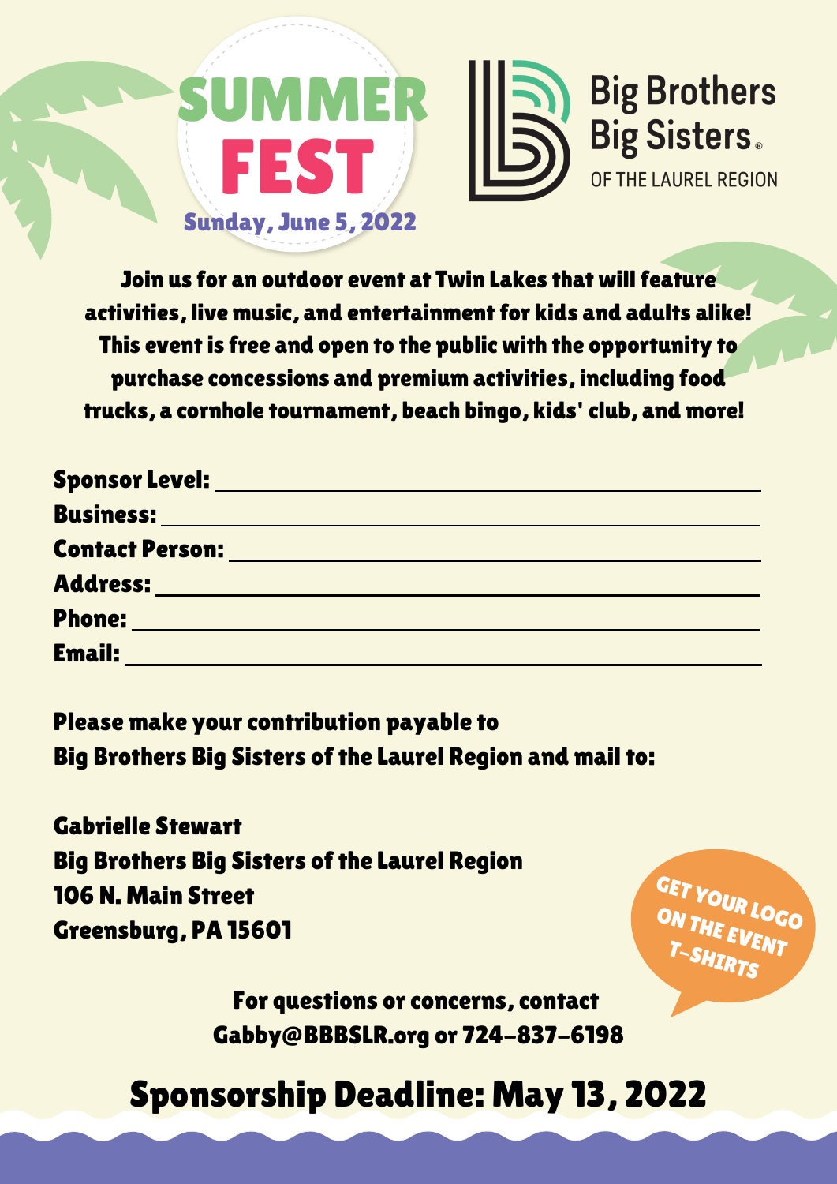# SUMMER FEST

**Sunday, June 5, 2022**

Big Brothers Big Sisters® OF THE LAUREL REGION

**Join us for an outdoor event at Twin Lakes that will feature activities, live music, and entertainment for kids and adults alike! This event is free and open to the public with the opportunity to purchase concessions and premium activities, including food trucks, a cornhole tournament, beach bingo, kids' club, and more!**

**Sponsor Level:** ______________________________

**Business:** ______________________________

**Contact Person:** ______________________________

**Address:** ______________________________

**Phone:** ______________________________

**Email:** ______________________________

**Please make your contribution payable to Big Brothers Big Sisters of the Laurel Region and mail to:**

**Gabrielle Stewart**
**Big Brothers Big Sisters of the Laurel Region**
**106 N. Main Street**
**Greensburg, PA 15601**

**GET YOUR LOGO ON THE EVENT T-SHIRTS**

**For questions or concerns, contact Gabby@BBBSLR.org or 724-837-6198**

## Sponsorship Deadline: May 13, 2022